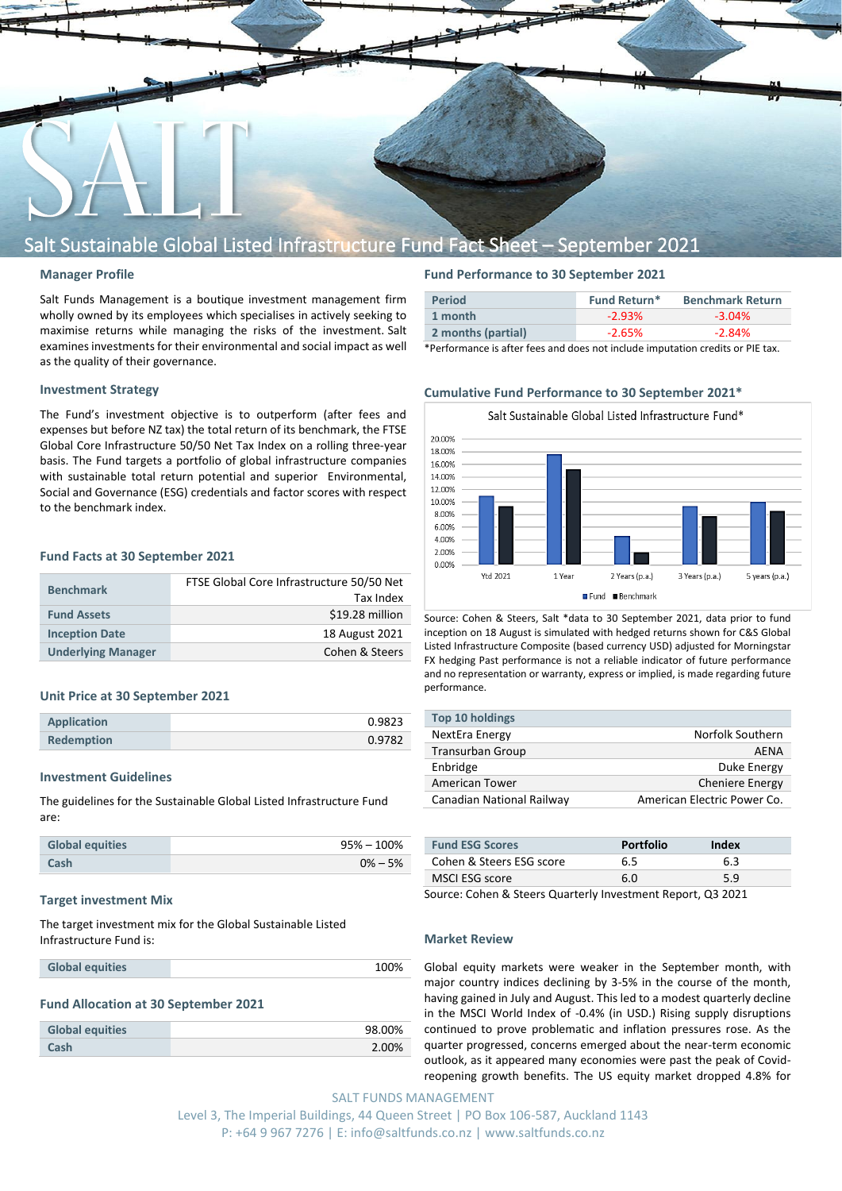# Salt Sustainable Global Listed Infrastructure Fund Fact Sheet – September 2021

## Manager Profile

Salt Funds Management is a boutique investment management firm wholly owned by its employees which specialises in actively seeking to maximise returns while managing the risks of the investment. Salt examines investments for their environmental and social impact as well as the quality of their governance.

## Investment Strategy

The Fund's investment objective is to outperform (after fees and expenses but before NZ tax) the total return of its benchmark, the FTSE Global Core Infrastructure 50/50 Net Tax Index on a rolling three-year basis. The Fund targets a portfolio of global infrastructure companies with sustainable total return potential and superior Environmental, Social and Governance (ESG) credentials and factor scores with respect to the benchmark index.

## Fund Facts at 30 September 2021

| | |
|---|---|
| Benchmark | FTSE Global Core Infrastructure 50/50 Net Tax Index |
| Fund Assets | $19.28 million |
| Inception Date | 18 August 2021 |
| Underlying Manager | Cohen & Steers |

## Unit Price at 30 September 2021

| | |
|---|---|
| Application | 0.9823 |
| Redemption | 0.9782 |

## Investment Guidelines

The guidelines for the Sustainable Global Listed Infrastructure Fund are:

| | |
|---|---|
| Global equities | 95% – 100% |
| Cash | 0% – 5% |

## Target investment Mix

The target investment mix for the Global Sustainable Listed Infrastructure Fund is:

| | |
|---|---|
| Global equities | 100% |

## Fund Allocation at 30 September 2021

| | |
|---|---|
| Global equities | 98.00% |
| Cash | 2.00% |

## Fund Performance to 30 September 2021

| Period | Fund Return* | Benchmark Return |
|---|---|---|
| 1 month | -2.93% | -3.04% |
| 2 months (partial) | -2.65% | -2.84% |

*Performance is after fees and does not include imputation credits or PIE tax.

## Cumulative Fund Performance to 30 September 2021*

Salt Sustainable Global Listed Infrastructure Fund*

| | Fund | Benchmark |
|---|---|---|
| Ytd 2021 | ~11.0% | ~9.2% |
| 1 Year | ~17.3% | ~15.1% |
| 2 Years (p.a.) | ~4.4% | ~1.8% |
| 3 Years (p.a.) | ~9.2% | ~7.6% |
| 5 years (p.a.) | ~9.9% | ~8.4% |

Source: Cohen & Steers, Salt *data to 30 September 2021, data prior to fund inception on 18 August is simulated with hedged returns shown for C&S Global Listed Infrastructure Composite (based currency USD) adjusted for Morningstar FX hedging Past performance is not a reliable indicator of future performance and no representation or warranty, express or implied, is made regarding future performance.

| Top 10 holdings | |
|---|---|
| NextEra Energy | Norfolk Southern |
| Transurban Group | AENA |
| Enbridge | Duke Energy |
| American Tower | Cheniere Energy |
| Canadian National Railway | American Electric Power Co. |

| Fund ESG Scores | Portfolio | Index |
|---|---|---|
| Cohen & Steers ESG score | 6.5 | 6.3 |
| MSCI ESG score | 6.0 | 5.9 |

Source: Cohen & Steers Quarterly Investment Report, Q3 2021

## Market Review

Global equity markets were weaker in the September month, with major country indices declining by 3-5% in the course of the month, having gained in July and August. This led to a modest quarterly decline in the MSCI World Index of -0.4% (in USD.) Rising supply disruptions continued to prove problematic and inflation pressures rose. As the quarter progressed, concerns emerged about the near-term economic outlook, as it appeared many economies were past the peak of Covid-reopening growth benefits. The US equity market dropped 4.8% for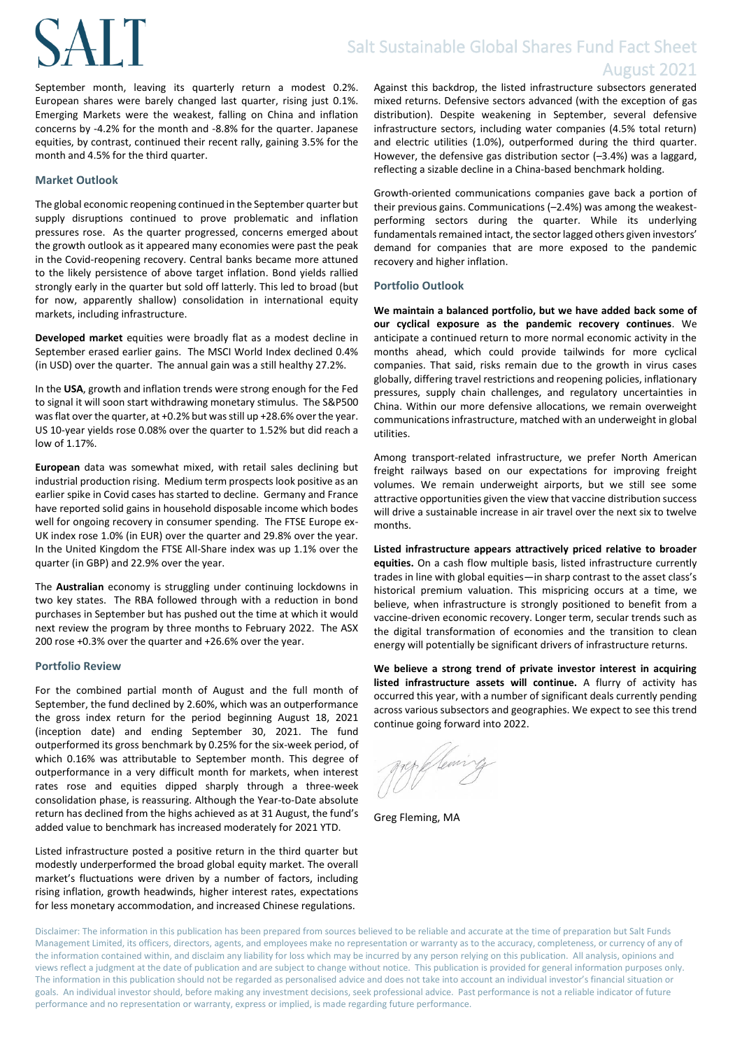September month, leaving its quarterly return a modest 0.2%. European shares were barely changed last quarter, rising just 0.1%. Emerging Markets were the weakest, falling on China and inflation concerns by -4.2% for the month and -8.8% for the quarter. Japanese equities, by contrast, continued their recent rally, gaining 3.5% for the month and 4.5% for the third quarter.

### Market Outlook

The global economic reopening continued in the September quarter but supply disruptions continued to prove problematic and inflation pressures rose. As the quarter progressed, concerns emerged about the growth outlook as it appeared many economies were past the peak in the Covid-reopening recovery. Central banks became more attuned to the likely persistence of above target inflation. Bond yields rallied strongly early in the quarter but sold off latterly. This led to broad (but for now, apparently shallow) consolidation in international equity markets, including infrastructure.

**Developed market** equities were broadly flat as a modest decline in September erased earlier gains. The MSCI World Index declined 0.4% (in USD) over the quarter. The annual gain was a still healthy 27.2%.

In the **USA**, growth and inflation trends were strong enough for the Fed to signal it will soon start withdrawing monetary stimulus. The S&P500 was flat over the quarter, at +0.2% but was still up +28.6% over the year. US 10-year yields rose 0.08% over the quarter to 1.52% but did reach a low of 1.17%.

**European** data was somewhat mixed, with retail sales declining but industrial production rising. Medium term prospects look positive as an earlier spike in Covid cases has started to decline. Germany and France have reported solid gains in household disposable income which bodes well for ongoing recovery in consumer spending. The FTSE Europe ex-UK index rose 1.0% (in EUR) over the quarter and 29.8% over the year. In the United Kingdom the FTSE All-Share index was up 1.1% over the quarter (in GBP) and 22.9% over the year.

The **Australian** economy is struggling under continuing lockdowns in two key states. The RBA followed through with a reduction in bond purchases in September but has pushed out the time at which it would next review the program by three months to February 2022. The ASX 200 rose +0.3% over the quarter and +26.6% over the year.

### Portfolio Review

For the combined partial month of August and the full month of September, the fund declined by 2.60%, which was an outperformance the gross index return for the period beginning August 18, 2021 (inception date) and ending September 30, 2021. The fund outperformed its gross benchmark by 0.25% for the six-week period, of which 0.16% was attributable to September month. This degree of outperformance in a very difficult month for markets, when interest rates rose and equities dipped sharply through a three-week consolidation phase, is reassuring. Although the Year-to-Date absolute return has declined from the highs achieved as at 31 August, the fund's added value to benchmark has increased moderately for 2021 YTD.

Listed infrastructure posted a positive return in the third quarter but modestly underperformed the broad global equity market. The overall market's fluctuations were driven by a number of factors, including rising inflation, growth headwinds, higher interest rates, expectations for less monetary accommodation, and increased Chinese regulations.

Against this backdrop, the listed infrastructure subsectors generated mixed returns. Defensive sectors advanced (with the exception of gas distribution). Despite weakening in September, several defensive infrastructure sectors, including water companies (4.5% total return) and electric utilities (1.0%), outperformed during the third quarter. However, the defensive gas distribution sector (–3.4%) was a laggard, reflecting a sizable decline in a China-based benchmark holding.

Growth-oriented communications companies gave back a portion of their previous gains. Communications (–2.4%) was among the weakest-performing sectors during the quarter. While its underlying fundamentals remained intact, the sector lagged others given investors' demand for companies that are more exposed to the pandemic recovery and higher inflation.

### Portfolio Outlook

**We maintain a balanced portfolio, but we have added back some of our cyclical exposure as the pandemic recovery continues**. We anticipate a continued return to more normal economic activity in the months ahead, which could provide tailwinds for more cyclical companies. That said, risks remain due to the growth in virus cases globally, differing travel restrictions and reopening policies, inflationary pressures, supply chain challenges, and regulatory uncertainties in China. Within our more defensive allocations, we remain overweight communications infrastructure, matched with an underweight in global utilities.

Among transport-related infrastructure, we prefer North American freight railways based on our expectations for improving freight volumes. We remain underweight airports, but we still see some attractive opportunities given the view that vaccine distribution success will drive a sustainable increase in air travel over the next six to twelve months.

**Listed infrastructure appears attractively priced relative to broader equities.** On a cash flow multiple basis, listed infrastructure currently trades in line with global equities—in sharp contrast to the asset class's historical premium valuation. This mispricing occurs at a time, we believe, when infrastructure is strongly positioned to benefit from a vaccine-driven economic recovery. Longer term, secular trends such as the digital transformation of economies and the transition to clean energy will potentially be significant drivers of infrastructure returns.

**We believe a strong trend of private investor interest in acquiring listed infrastructure assets will continue.** A flurry of activity has occurred this year, with a number of significant deals currently pending across various subsectors and geographies. We expect to see this trend continue going forward into 2022.

Greg Fleming, MA

Disclaimer: The information in this publication has been prepared from sources believed to be reliable and accurate at the time of preparation but Salt Funds Management Limited, its officers, directors, agents, and employees make no representation or warranty as to the accuracy, completeness, or currency of any of the information contained within, and disclaim any liability for loss which may be incurred by any person relying on this publication. All analysis, opinions and views reflect a judgment at the date of publication and are subject to change without notice. This publication is provided for general information purposes only. The information in this publication should not be regarded as personalised advice and does not take into account an individual investor's financial situation or goals. An individual investor should, before making any investment decisions, seek professional advice. Past performance is not a reliable indicator of future performance and no representation or warranty, express or implied, is made regarding future performance.